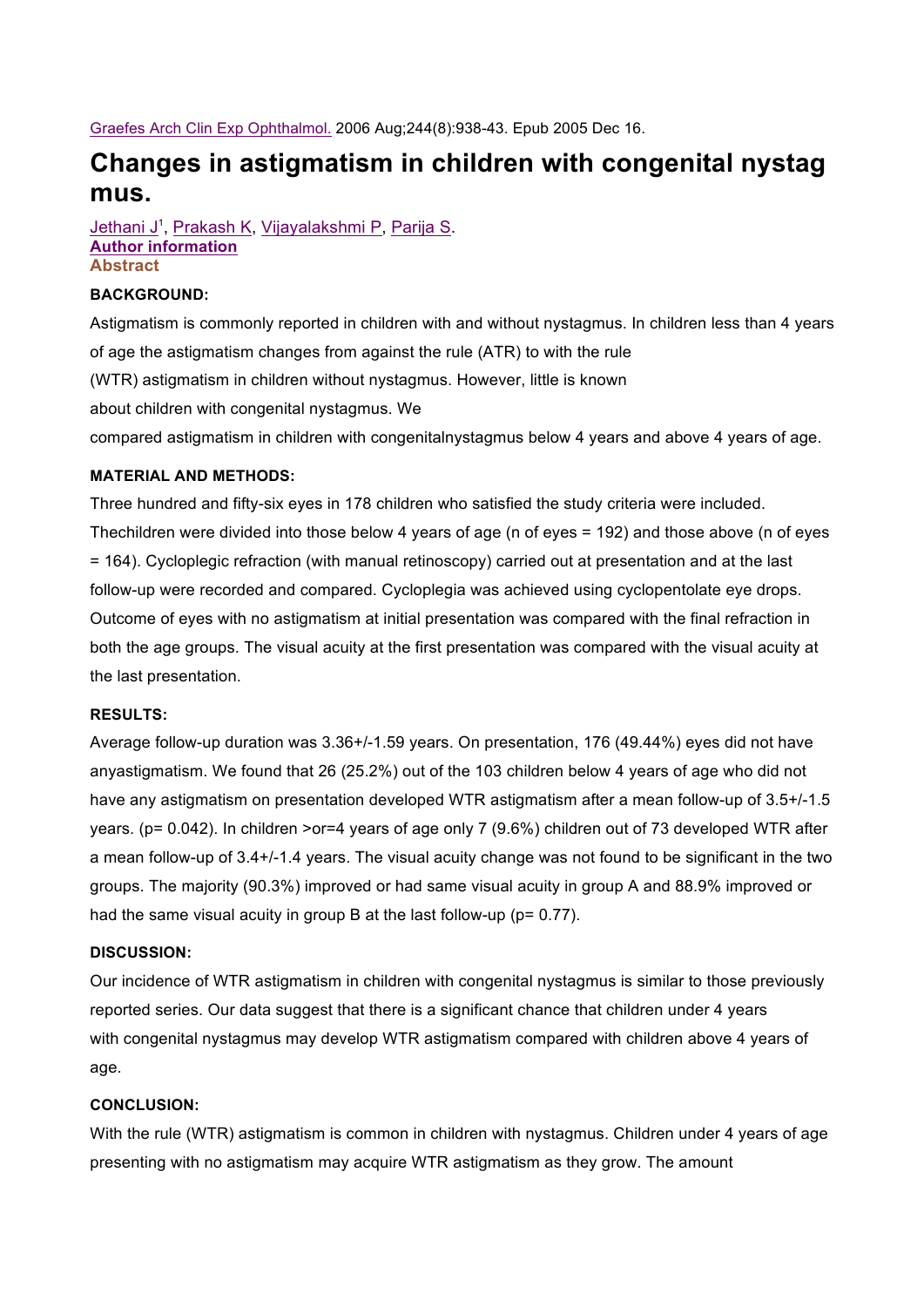Graefes Arch Clin Exp Ophthalmol. 2006 Aug;244(8):938-43. Epub 2005 Dec 16.

# Changes in astigmatism in children with congenital nystag mus.

Jethani J[1], Prakash K, Vijayalakshmi P, Parija S.

**Author information**

**Abstract**

**BACKGROUND:**

Astigmatism is commonly reported in children with and without nystagmus. In children less than 4 years of age the astigmatism changes from against the rule (ATR) to with the rule (WTR) astigmatism in children without nystagmus. However, little is known about children with congenital nystagmus. We compared astigmatism in children with congenitalnystagmus below 4 years and above 4 years of age.

**MATERIAL AND METHODS:**

Three hundred and fifty-six eyes in 178 children who satisfied the study criteria were included. Thechildren were divided into those below 4 years of age (n of eyes = 192) and those above (n of eyes = 164). Cycloplegic refraction (with manual retinoscopy) carried out at presentation and at the last follow-up were recorded and compared. Cycloplegia was achieved using cyclopentolate eye drops. Outcome of eyes with no astigmatism at initial presentation was compared with the final refraction in both the age groups. The visual acuity at the first presentation was compared with the visual acuity at the last presentation.

**RESULTS:**

Average follow-up duration was 3.36+/-1.59 years. On presentation, 176 (49.44%) eyes did not have anyastigmatism. We found that 26 (25.2%) out of the 103 children below 4 years of age who did not have any astigmatism on presentation developed WTR astigmatism after a mean follow-up of 3.5+/-1.5 years. (p= 0.042). In children >or=4 years of age only 7 (9.6%) children out of 73 developed WTR after a mean follow-up of 3.4+/-1.4 years. The visual acuity change was not found to be significant in the two groups. The majority (90.3%) improved or had same visual acuity in group A and 88.9% improved or had the same visual acuity in group B at the last follow-up (p= 0.77).

**DISCUSSION:**

Our incidence of WTR astigmatism in children with congenital nystagmus is similar to those previously reported series. Our data suggest that there is a significant chance that children under 4 years with congenital nystagmus may develop WTR astigmatism compared with children above 4 years of age.

**CONCLUSION:**

With the rule (WTR) astigmatism is common in children with nystagmus. Children under 4 years of age presenting with no astigmatism may acquire WTR astigmatism as they grow. The amount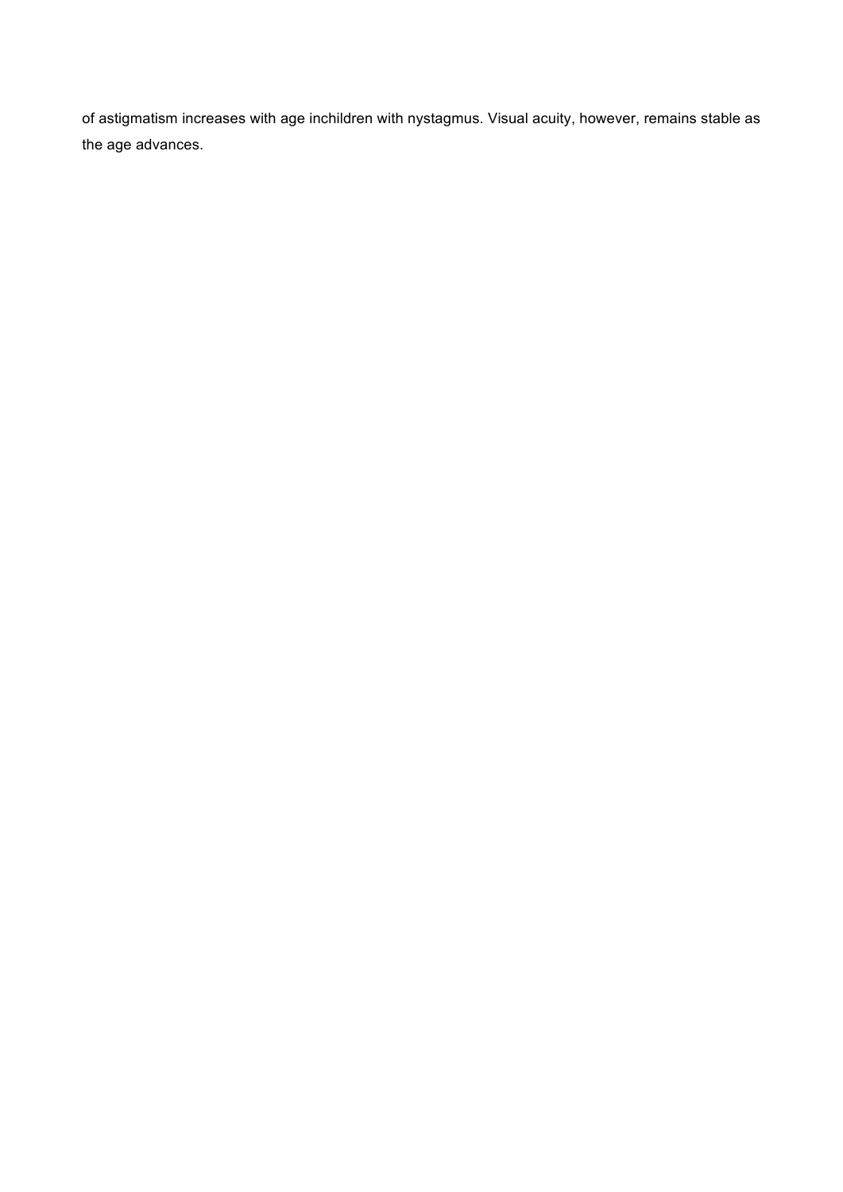of astigmatism increases with age inchildren with nystagmus. Visual acuity, however, remains stable as the age advances.